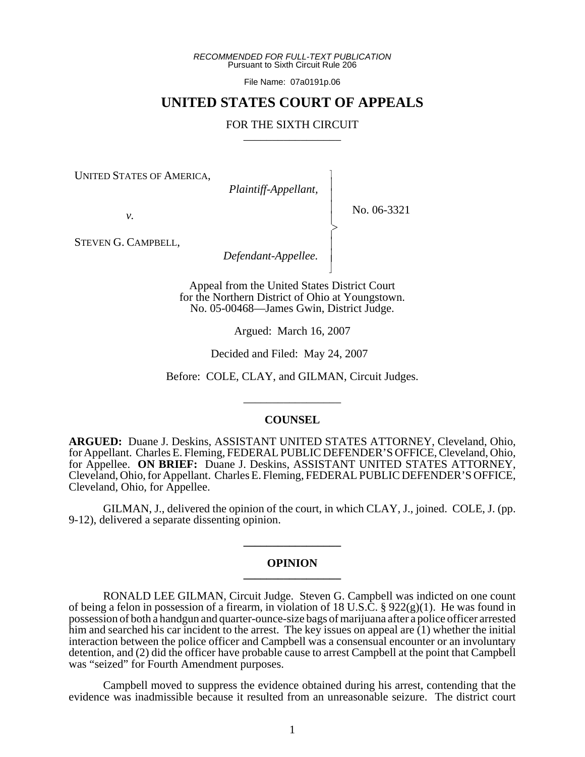*RECOMMENDED FOR FULL-TEXT PUBLICATION*
Pursuant to Sixth Circuit Rule 206

File Name: 07a0191p.06

# UNITED STATES COURT OF APPEALS

## FOR THE SIXTH CIRCUIT

---

UNITED STATES OF AMERICA,
*Plaintiff-Appellant,*

*v.*

STEVEN G. CAMPBELL,
*Defendant-Appellee.*

No. 06-3321

Appeal from the United States District Court
for the Northern District of Ohio at Youngstown.
No. 05-00468—James Gwin, District Judge.

Argued: March 16, 2007

Decided and Filed: May 24, 2007

Before: COLE, CLAY, and GILMAN, Circuit Judges.

---

### COUNSEL

**ARGUED:** Duane J. Deskins, ASSISTANT UNITED STATES ATTORNEY, Cleveland, Ohio, for Appellant. Charles E. Fleming, FEDERAL PUBLIC DEFENDER'S OFFICE, Cleveland, Ohio, for Appellee. **ON BRIEF:** Duane J. Deskins, ASSISTANT UNITED STATES ATTORNEY, Cleveland, Ohio, for Appellant. Charles E. Fleming, FEDERAL PUBLIC DEFENDER'S OFFICE, Cleveland, Ohio, for Appellee.

GILMAN, J., delivered the opinion of the court, in which CLAY, J., joined. COLE, J. (pp. 9-12), delivered a separate dissenting opinion.

---

### OPINION

---

RONALD LEE GILMAN, Circuit Judge. Steven G. Campbell was indicted on one count of being a felon in possession of a firearm, in violation of 18 U.S.C. § 922(g)(1). He was found in possession of both a handgun and quarter-ounce-size bags of marijuana after a police officer arrested him and searched his car incident to the arrest. The key issues on appeal are (1) whether the initial interaction between the police officer and Campbell was a consensual encounter or an involuntary detention, and (2) did the officer have probable cause to arrest Campbell at the point that Campbell was "seized" for Fourth Amendment purposes.

Campbell moved to suppress the evidence obtained during his arrest, contending that the evidence was inadmissible because it resulted from an unreasonable seizure. The district court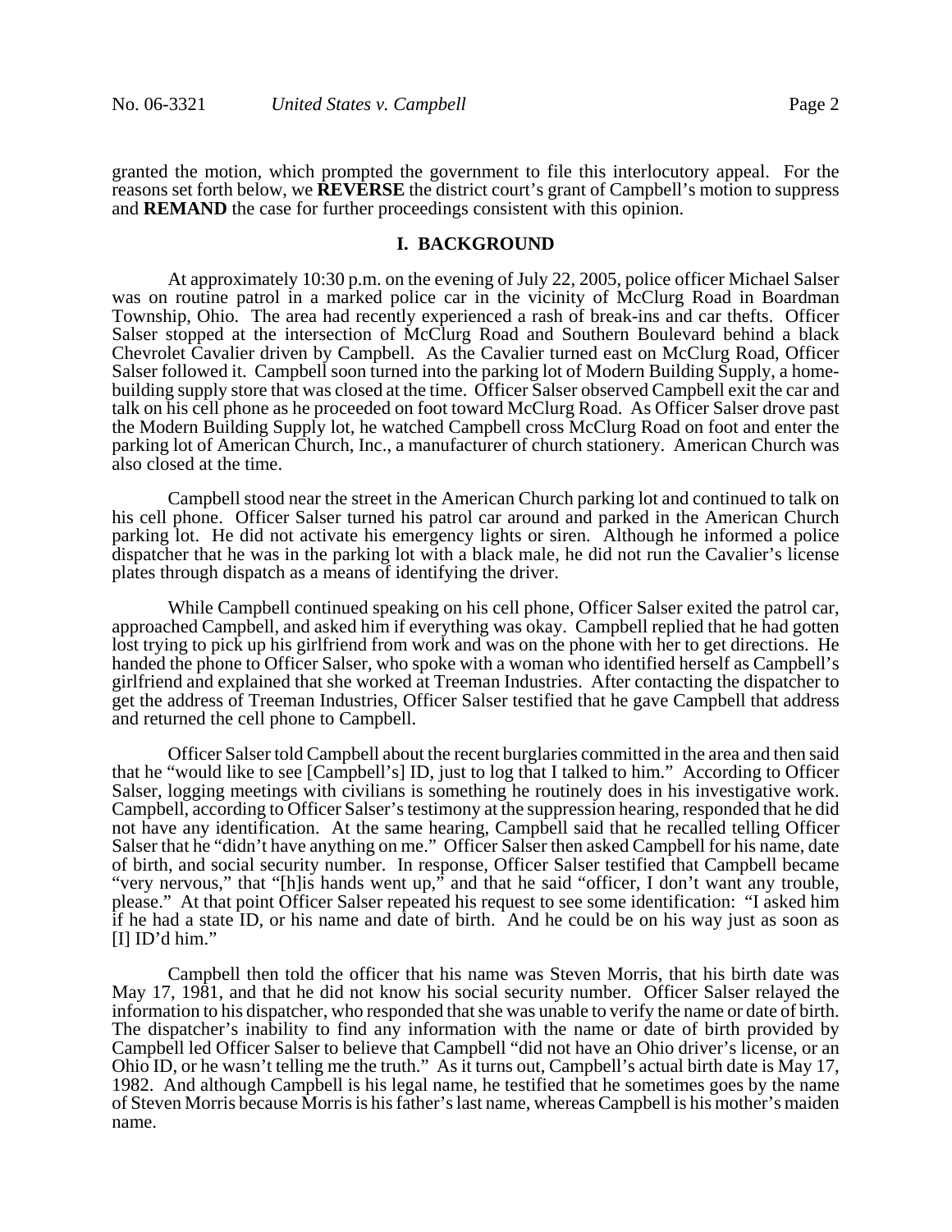granted the motion, which prompted the government to file this interlocutory appeal. For the reasons set forth below, we **REVERSE** the district court's grant of Campbell's motion to suppress and **REMAND** the case for further proceedings consistent with this opinion.

## I. BACKGROUND

At approximately 10:30 p.m. on the evening of July 22, 2005, police officer Michael Salser was on routine patrol in a marked police car in the vicinity of McClurg Road in Boardman Township, Ohio. The area had recently experienced a rash of break-ins and car thefts. Officer Salser stopped at the intersection of McClurg Road and Southern Boulevard behind a black Chevrolet Cavalier driven by Campbell. As the Cavalier turned east on McClurg Road, Officer Salser followed it. Campbell soon turned into the parking lot of Modern Building Supply, a home-building supply store that was closed at the time. Officer Salser observed Campbell exit the car and talk on his cell phone as he proceeded on foot toward McClurg Road. As Officer Salser drove past the Modern Building Supply lot, he watched Campbell cross McClurg Road on foot and enter the parking lot of American Church, Inc., a manufacturer of church stationery. American Church was also closed at the time.

Campbell stood near the street in the American Church parking lot and continued to talk on his cell phone. Officer Salser turned his patrol car around and parked in the American Church parking lot. He did not activate his emergency lights or siren. Although he informed a police dispatcher that he was in the parking lot with a black male, he did not run the Cavalier's license plates through dispatch as a means of identifying the driver.

While Campbell continued speaking on his cell phone, Officer Salser exited the patrol car, approached Campbell, and asked him if everything was okay. Campbell replied that he had gotten lost trying to pick up his girlfriend from work and was on the phone with her to get directions. He handed the phone to Officer Salser, who spoke with a woman who identified herself as Campbell's girlfriend and explained that she worked at Treeman Industries. After contacting the dispatcher to get the address of Treeman Industries, Officer Salser testified that he gave Campbell that address and returned the cell phone to Campbell.

Officer Salser told Campbell about the recent burglaries committed in the area and then said that he "would like to see [Campbell's] ID, just to log that I talked to him." According to Officer Salser, logging meetings with civilians is something he routinely does in his investigative work. Campbell, according to Officer Salser's testimony at the suppression hearing, responded that he did not have any identification. At the same hearing, Campbell said that he recalled telling Officer Salser that he "didn't have anything on me." Officer Salser then asked Campbell for his name, date of birth, and social security number. In response, Officer Salser testified that Campbell became "very nervous," that "[h]is hands went up," and that he said "officer, I don't want any trouble, please." At that point Officer Salser repeated his request to see some identification: "I asked him if he had a state ID, or his name and date of birth. And he could be on his way just as soon as [I] ID'd him."

Campbell then told the officer that his name was Steven Morris, that his birth date was May 17, 1981, and that he did not know his social security number. Officer Salser relayed the information to his dispatcher, who responded that she was unable to verify the name or date of birth. The dispatcher's inability to find any information with the name or date of birth provided by Campbell led Officer Salser to believe that Campbell "did not have an Ohio driver's license, or an Ohio ID, or he wasn't telling me the truth." As it turns out, Campbell's actual birth date is May 17, 1982. And although Campbell is his legal name, he testified that he sometimes goes by the name of Steven Morris because Morris is his father's last name, whereas Campbell is his mother's maiden name.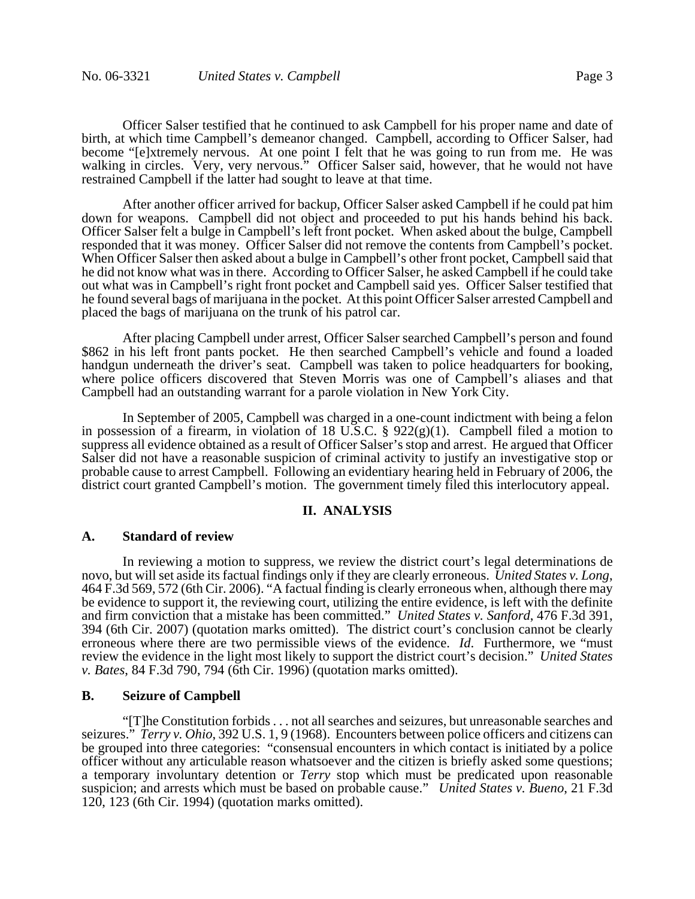Officer Salser testified that he continued to ask Campbell for his proper name and date of birth, at which time Campbell's demeanor changed. Campbell, according to Officer Salser, had become "[e]xtremely nervous. At one point I felt that he was going to run from me. He was walking in circles. Very, very nervous." Officer Salser said, however, that he would not have restrained Campbell if the latter had sought to leave at that time.

After another officer arrived for backup, Officer Salser asked Campbell if he could pat him down for weapons. Campbell did not object and proceeded to put his hands behind his back. Officer Salser felt a bulge in Campbell's left front pocket. When asked about the bulge, Campbell responded that it was money. Officer Salser did not remove the contents from Campbell's pocket. When Officer Salser then asked about a bulge in Campbell's other front pocket, Campbell said that he did not know what was in there. According to Officer Salser, he asked Campbell if he could take out what was in Campbell's right front pocket and Campbell said yes. Officer Salser testified that he found several bags of marijuana in the pocket. At this point Officer Salser arrested Campbell and placed the bags of marijuana on the trunk of his patrol car.

After placing Campbell under arrest, Officer Salser searched Campbell's person and found $862 in his left front pants pocket. He then searched Campbell's vehicle and found a loaded handgun underneath the driver's seat. Campbell was taken to police headquarters for booking, where police officers discovered that Steven Morris was one of Campbell's aliases and that Campbell had an outstanding warrant for a parole violation in New York City.

In September of 2005, Campbell was charged in a one-count indictment with being a felon in possession of a firearm, in violation of 18 U.S.C. § 922(g)(1). Campbell filed a motion to suppress all evidence obtained as a result of Officer Salser's stop and arrest. He argued that Officer Salser did not have a reasonable suspicion of criminal activity to justify an investigative stop or probable cause to arrest Campbell. Following an evidentiary hearing held in February of 2006, the district court granted Campbell's motion. The government timely filed this interlocutory appeal.

## II. ANALYSIS

### A. Standard of review

In reviewing a motion to suppress, we review the district court's legal determinations de novo, but will set aside its factual findings only if they are clearly erroneous. *United States v. Long*, 464 F.3d 569, 572 (6th Cir. 2006). "A factual finding is clearly erroneous when, although there may be evidence to support it, the reviewing court, utilizing the entire evidence, is left with the definite and firm conviction that a mistake has been committed." *United States v. Sanford*, 476 F.3d 391, 394 (6th Cir. 2007) (quotation marks omitted). The district court's conclusion cannot be clearly erroneous where there are two permissible views of the evidence. *Id.* Furthermore, we "must review the evidence in the light most likely to support the district court's decision." *United States v. Bates*, 84 F.3d 790, 794 (6th Cir. 1996) (quotation marks omitted).

### B. Seizure of Campbell

"[T]he Constitution forbids . . . not all searches and seizures, but unreasonable searches and seizures." *Terry v. Ohio*, 392 U.S. 1, 9 (1968). Encounters between police officers and citizens can be grouped into three categories: "consensual encounters in which contact is initiated by a police officer without any articulable reason whatsoever and the citizen is briefly asked some questions; a temporary involuntary detention or *Terry* stop which must be predicated upon reasonable suspicion; and arrests which must be based on probable cause." *United States v. Bueno*, 21 F.3d 120, 123 (6th Cir. 1994) (quotation marks omitted).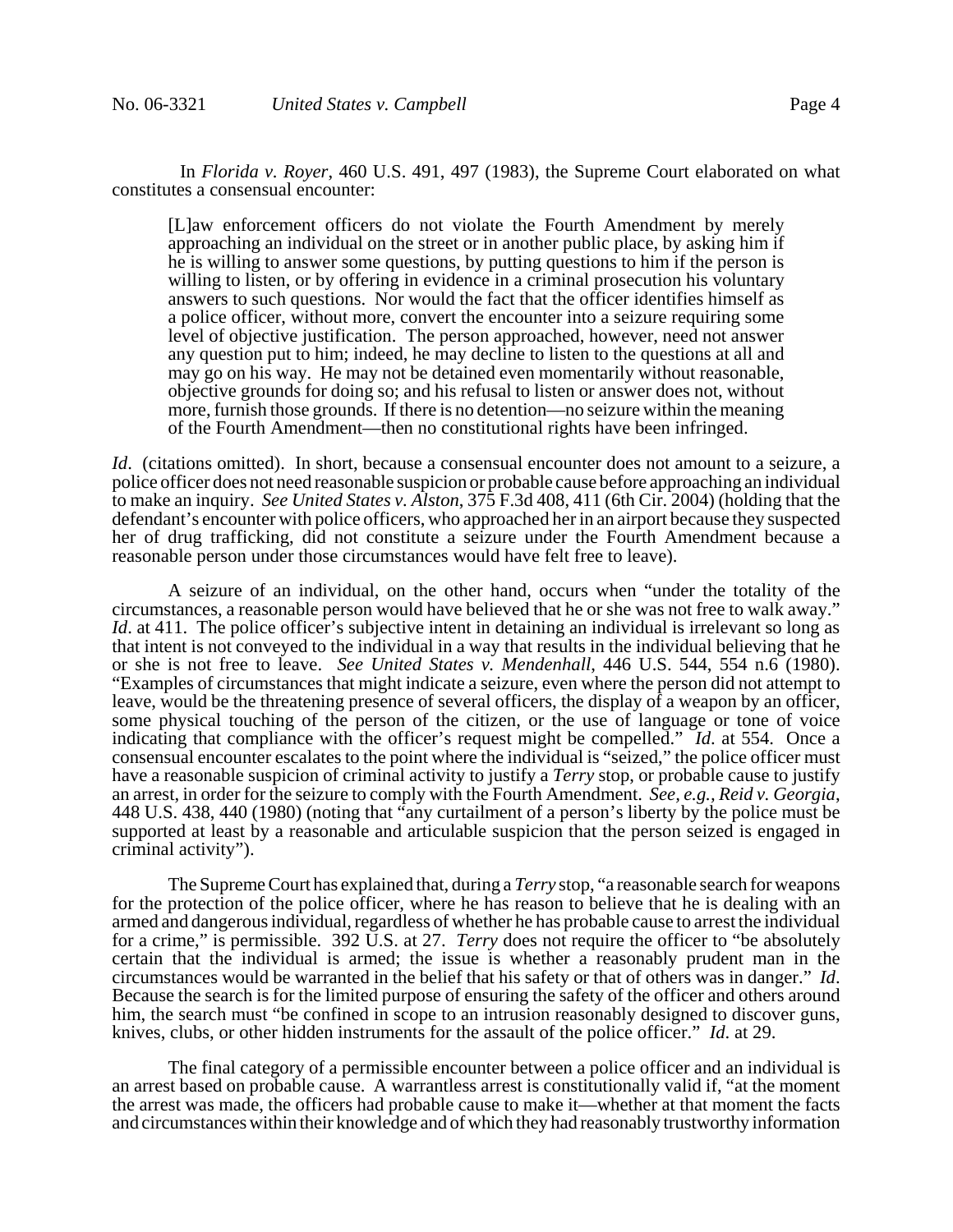In *Florida v. Royer*, 460 U.S. 491, 497 (1983), the Supreme Court elaborated on what constitutes a consensual encounter:

> [L]aw enforcement officers do not violate the Fourth Amendment by merely approaching an individual on the street or in another public place, by asking him if he is willing to answer some questions, by putting questions to him if the person is willing to listen, or by offering in evidence in a criminal prosecution his voluntary answers to such questions. Nor would the fact that the officer identifies himself as a police officer, without more, convert the encounter into a seizure requiring some level of objective justification. The person approached, however, need not answer any question put to him; indeed, he may decline to listen to the questions at all and may go on his way. He may not be detained even momentarily without reasonable, objective grounds for doing so; and his refusal to listen or answer does not, without more, furnish those grounds. If there is no detention—no seizure within the meaning of the Fourth Amendment—then no constitutional rights have been infringed.

*Id*. (citations omitted). In short, because a consensual encounter does not amount to a seizure, a police officer does not need reasonable suspicion or probable cause before approaching an individual to make an inquiry. *See United States v. Alston*, 375 F.3d 408, 411 (6th Cir. 2004) (holding that the defendant's encounter with police officers, who approached her in an airport because they suspected her of drug trafficking, did not constitute a seizure under the Fourth Amendment because a reasonable person under those circumstances would have felt free to leave).

A seizure of an individual, on the other hand, occurs when "under the totality of the circumstances, a reasonable person would have believed that he or she was not free to walk away." *Id*. at 411. The police officer's subjective intent in detaining an individual is irrelevant so long as that intent is not conveyed to the individual in a way that results in the individual believing that he or she is not free to leave. *See United States v. Mendenhall*, 446 U.S. 544, 554 n.6 (1980). "Examples of circumstances that might indicate a seizure, even where the person did not attempt to leave, would be the threatening presence of several officers, the display of a weapon by an officer, some physical touching of the person of the citizen, or the use of language or tone of voice indicating that compliance with the officer's request might be compelled." *Id*. at 554. Once a consensual encounter escalates to the point where the individual is "seized," the police officer must have a reasonable suspicion of criminal activity to justify a *Terry* stop, or probable cause to justify an arrest, in order for the seizure to comply with the Fourth Amendment. *See, e.g., Reid v. Georgia*, 448 U.S. 438, 440 (1980) (noting that "any curtailment of a person's liberty by the police must be supported at least by a reasonable and articulable suspicion that the person seized is engaged in criminal activity").

The Supreme Court has explained that, during a *Terry* stop, "a reasonable search for weapons for the protection of the police officer, where he has reason to believe that he is dealing with an armed and dangerous individual, regardless of whether he has probable cause to arrest the individual for a crime," is permissible. 392 U.S. at 27. *Terry* does not require the officer to "be absolutely certain that the individual is armed; the issue is whether a reasonably prudent man in the circumstances would be warranted in the belief that his safety or that of others was in danger." *Id*. Because the search is for the limited purpose of ensuring the safety of the officer and others around him, the search must "be confined in scope to an intrusion reasonably designed to discover guns, knives, clubs, or other hidden instruments for the assault of the police officer." *Id*. at 29.

The final category of a permissible encounter between a police officer and an individual is an arrest based on probable cause. A warrantless arrest is constitutionally valid if, "at the moment the arrest was made, the officers had probable cause to make it—whether at that moment the facts and circumstances within their knowledge and of which they had reasonably trustworthy information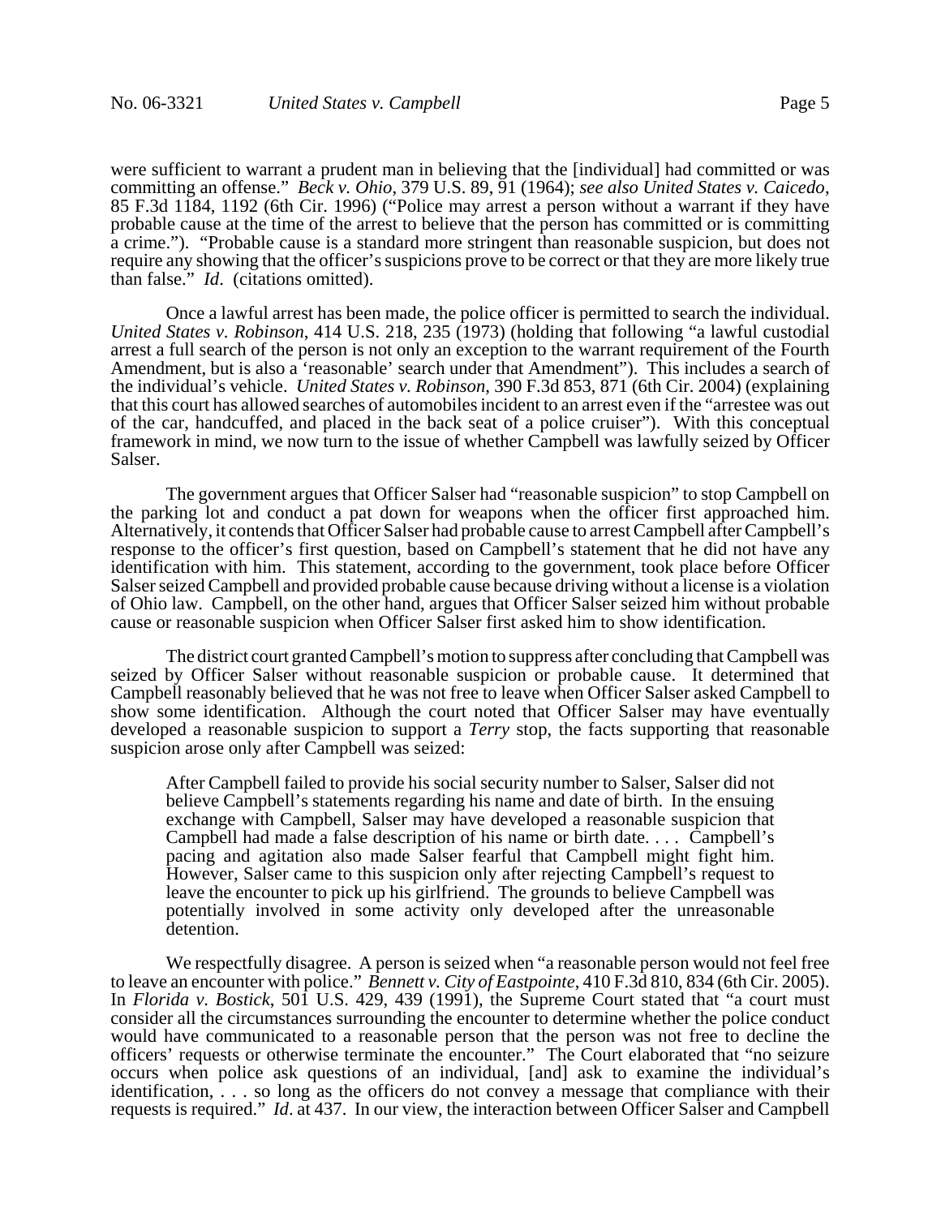were sufficient to warrant a prudent man in believing that the [individual] had committed or was committing an offense." *Beck v. Ohio*, 379 U.S. 89, 91 (1964); *see also United States v. Caicedo*, 85 F.3d 1184, 1192 (6th Cir. 1996) ("Police may arrest a person without a warrant if they have probable cause at the time of the arrest to believe that the person has committed or is committing a crime."). "Probable cause is a standard more stringent than reasonable suspicion, but does not require any showing that the officer's suspicions prove to be correct or that they are more likely true than false." *Id*. (citations omitted).

Once a lawful arrest has been made, the police officer is permitted to search the individual. *United States v. Robinson*, 414 U.S. 218, 235 (1973) (holding that following "a lawful custodial arrest a full search of the person is not only an exception to the warrant requirement of the Fourth Amendment, but is also a 'reasonable' search under that Amendment"). This includes a search of the individual's vehicle. *United States v. Robinson*, 390 F.3d 853, 871 (6th Cir. 2004) (explaining that this court has allowed searches of automobiles incident to an arrest even if the "arrestee was out of the car, handcuffed, and placed in the back seat of a police cruiser"). With this conceptual framework in mind, we now turn to the issue of whether Campbell was lawfully seized by Officer Salser.

The government argues that Officer Salser had "reasonable suspicion" to stop Campbell on the parking lot and conduct a pat down for weapons when the officer first approached him. Alternatively, it contends that Officer Salser had probable cause to arrest Campbell after Campbell's response to the officer's first question, based on Campbell's statement that he did not have any identification with him. This statement, according to the government, took place before Officer Salser seized Campbell and provided probable cause because driving without a license is a violation of Ohio law. Campbell, on the other hand, argues that Officer Salser seized him without probable cause or reasonable suspicion when Officer Salser first asked him to show identification.

The district court granted Campbell's motion to suppress after concluding that Campbell was seized by Officer Salser without reasonable suspicion or probable cause. It determined that Campbell reasonably believed that he was not free to leave when Officer Salser asked Campbell to show some identification. Although the court noted that Officer Salser may have eventually developed a reasonable suspicion to support a *Terry* stop, the facts supporting that reasonable suspicion arose only after Campbell was seized:

> After Campbell failed to provide his social security number to Salser, Salser did not believe Campbell's statements regarding his name and date of birth. In the ensuing exchange with Campbell, Salser may have developed a reasonable suspicion that Campbell had made a false description of his name or birth date. . . . Campbell's pacing and agitation also made Salser fearful that Campbell might fight him. However, Salser came to this suspicion only after rejecting Campbell's request to leave the encounter to pick up his girlfriend. The grounds to believe Campbell was potentially involved in some activity only developed after the unreasonable detention.

We respectfully disagree. A person is seized when "a reasonable person would not feel free to leave an encounter with police." *Bennett v. City of Eastpointe*, 410 F.3d 810, 834 (6th Cir. 2005). In *Florida v. Bostick*, 501 U.S. 429, 439 (1991), the Supreme Court stated that "a court must consider all the circumstances surrounding the encounter to determine whether the police conduct would have communicated to a reasonable person that the person was not free to decline the officers' requests or otherwise terminate the encounter." The Court elaborated that "no seizure occurs when police ask questions of an individual, [and] ask to examine the individual's identification, . . . so long as the officers do not convey a message that compliance with their requests is required." *Id*. at 437. In our view, the interaction between Officer Salser and Campbell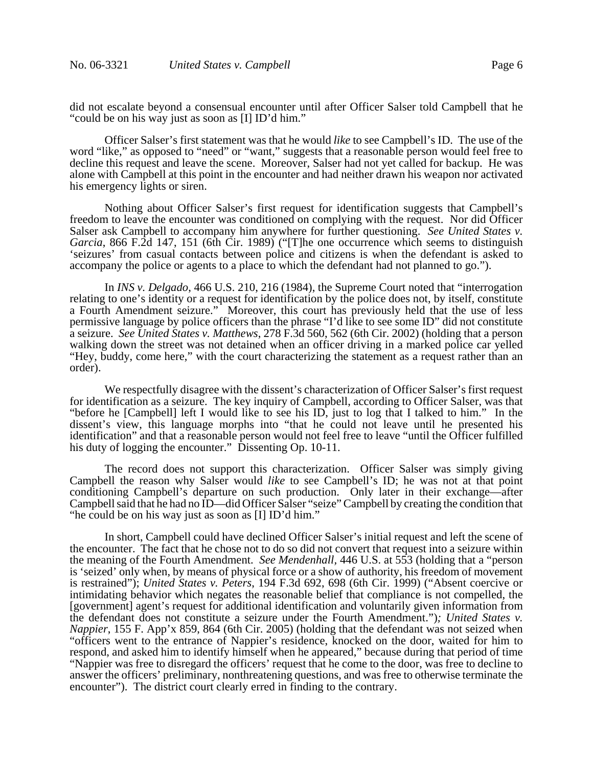did not escalate beyond a consensual encounter until after Officer Salser told Campbell that he "could be on his way just as soon as [I] ID'd him."

Officer Salser's first statement was that he would *like* to see Campbell's ID. The use of the word "like," as opposed to "need" or "want," suggests that a reasonable person would feel free to decline this request and leave the scene. Moreover, Salser had not yet called for backup. He was alone with Campbell at this point in the encounter and had neither drawn his weapon nor activated his emergency lights or siren.

Nothing about Officer Salser's first request for identification suggests that Campbell's freedom to leave the encounter was conditioned on complying with the request. Nor did Officer Salser ask Campbell to accompany him anywhere for further questioning. *See United States v. Garcia*, 866 F.2d 147, 151 (6th Cir. 1989) ("[T]he one occurrence which seems to distinguish 'seizures' from casual contacts between police and citizens is when the defendant is asked to accompany the police or agents to a place to which the defendant had not planned to go.").

In *INS v. Delgado*, 466 U.S. 210, 216 (1984), the Supreme Court noted that "interrogation relating to one's identity or a request for identification by the police does not, by itself, constitute a Fourth Amendment seizure." Moreover, this court has previously held that the use of less permissive language by police officers than the phrase "I'd like to see some ID" did not constitute a seizure. *See United States v. Matthews*, 278 F.3d 560, 562 (6th Cir. 2002) (holding that a person walking down the street was not detained when an officer driving in a marked police car yelled "Hey, buddy, come here," with the court characterizing the statement as a request rather than an order).

We respectfully disagree with the dissent's characterization of Officer Salser's first request for identification as a seizure. The key inquiry of Campbell, according to Officer Salser, was that "before he [Campbell] left I would like to see his ID, just to log that I talked to him." In the dissent's view, this language morphs into "that he could not leave until he presented his identification" and that a reasonable person would not feel free to leave "until the Officer fulfilled his duty of logging the encounter." Dissenting Op. 10-11.

The record does not support this characterization. Officer Salser was simply giving Campbell the reason why Salser would *like* to see Campbell's ID; he was not at that point conditioning Campbell's departure on such production. Only later in their exchange—after Campbell said that he had no ID—did Officer Salser "seize" Campbell by creating the condition that "he could be on his way just as soon as [I] ID'd him."

In short, Campbell could have declined Officer Salser's initial request and left the scene of the encounter. The fact that he chose not to do so did not convert that request into a seizure within the meaning of the Fourth Amendment. *See Mendenhall*, 446 U.S. at 553 (holding that a "person is 'seized' only when, by means of physical force or a show of authority, his freedom of movement is restrained"); *United States v. Peters*, 194 F.3d 692, 698 (6th Cir. 1999) ("Absent coercive or intimidating behavior which negates the reasonable belief that compliance is not compelled, the [government] agent's request for additional identification and voluntarily given information from the defendant does not constitute a seizure under the Fourth Amendment."); *United States v. Nappier*, 155 F. App'x 859, 864 (6th Cir. 2005) (holding that the defendant was not seized when "officers went to the entrance of Nappier's residence, knocked on the door, waited for him to respond, and asked him to identify himself when he appeared," because during that period of time "Nappier was free to disregard the officers' request that he come to the door, was free to decline to answer the officers' preliminary, nonthreatening questions, and was free to otherwise terminate the encounter"). The district court clearly erred in finding to the contrary.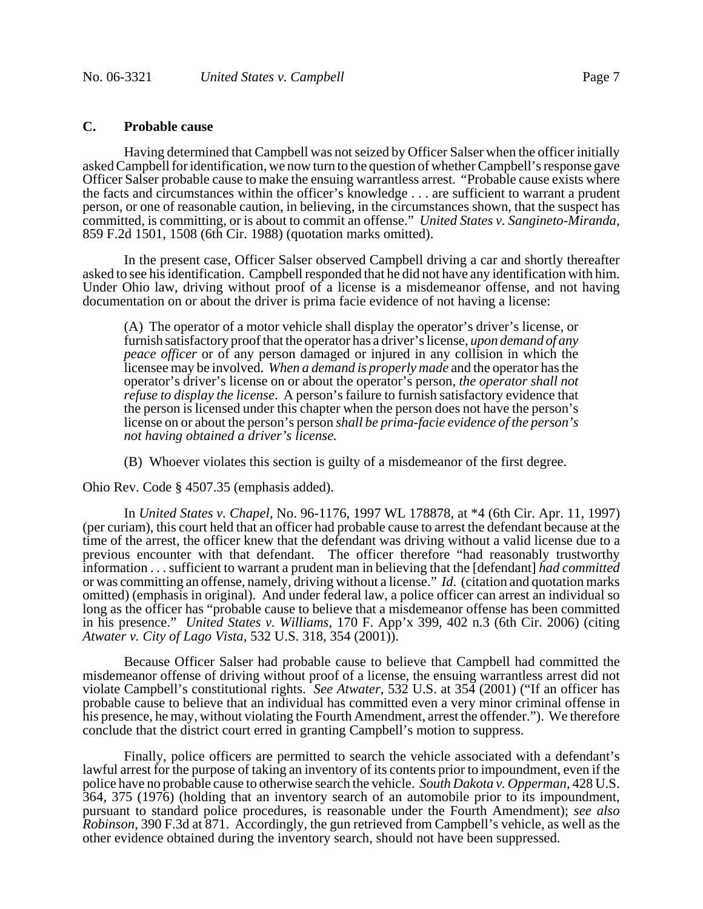### C. Probable cause

Having determined that Campbell was not seized by Officer Salser when the officer initially asked Campbell for identification, we now turn to the question of whether Campbell's response gave Officer Salser probable cause to make the ensuing warrantless arrest. "Probable cause exists where the facts and circumstances within the officer's knowledge . . . are sufficient to warrant a prudent person, or one of reasonable caution, in believing, in the circumstances shown, that the suspect has committed, is committing, or is about to commit an offense." *United States v. Sangineto-Miranda*, 859 F.2d 1501, 1508 (6th Cir. 1988) (quotation marks omitted).

In the present case, Officer Salser observed Campbell driving a car and shortly thereafter asked to see his identification. Campbell responded that he did not have any identification with him. Under Ohio law, driving without proof of a license is a misdemeanor offense, and not having documentation on or about the driver is prima facie evidence of not having a license:

> (A) The operator of a motor vehicle shall display the operator's driver's license, or furnish satisfactory proof that the operator has a driver's license, *upon demand of any peace officer* or of any person damaged or injured in any collision in which the licensee may be involved. *When a demand is properly made* and the operator has the operator's driver's license on or about the operator's person, *the operator shall not refuse to display the license*. A person's failure to furnish satisfactory evidence that the person is licensed under this chapter when the person does not have the person's license on or about the person's person *shall be prima-facie evidence of the person's not having obtained a driver's license.*
>
> (B) Whoever violates this section is guilty of a misdemeanor of the first degree.

Ohio Rev. Code § 4507.35 (emphasis added).

In *United States v. Chapel*, No. 96-1176, 1997 WL 178878, at *4 (6th Cir. Apr. 11, 1997) (per curiam), this court held that an officer had probable cause to arrest the defendant because at the time of the arrest, the officer knew that the defendant was driving without a valid license due to a previous encounter with that defendant. The officer therefore "had reasonably trustworthy information . . . sufficient to warrant a prudent man in believing that the [defendant] *had committed* or was committing an offense, namely, driving without a license." *Id*. (citation and quotation marks omitted) (emphasis in original). And under federal law, a police officer can arrest an individual so long as the officer has "probable cause to believe that a misdemeanor offense has been committed in his presence." *United States v. Williams*, 170 F. App'x 399, 402 n.3 (6th Cir. 2006) (citing *Atwater v. City of Lago Vista*, 532 U.S. 318, 354 (2001)).

Because Officer Salser had probable cause to believe that Campbell had committed the misdemeanor offense of driving without proof of a license, the ensuing warrantless arrest did not violate Campbell's constitutional rights. *See Atwater*, 532 U.S. at 354 (2001) ("If an officer has probable cause to believe that an individual has committed even a very minor criminal offense in his presence, he may, without violating the Fourth Amendment, arrest the offender."). We therefore conclude that the district court erred in granting Campbell's motion to suppress.

Finally, police officers are permitted to search the vehicle associated with a defendant's lawful arrest for the purpose of taking an inventory of its contents prior to impoundment, even if the police have no probable cause to otherwise search the vehicle. *South Dakota v. Opperman*, 428 U.S. 364, 375 (1976) (holding that an inventory search of an automobile prior to its impoundment, pursuant to standard police procedures, is reasonable under the Fourth Amendment); *see also Robinson*, 390 F.3d at 871. Accordingly, the gun retrieved from Campbell's vehicle, as well as the other evidence obtained during the inventory search, should not have been suppressed.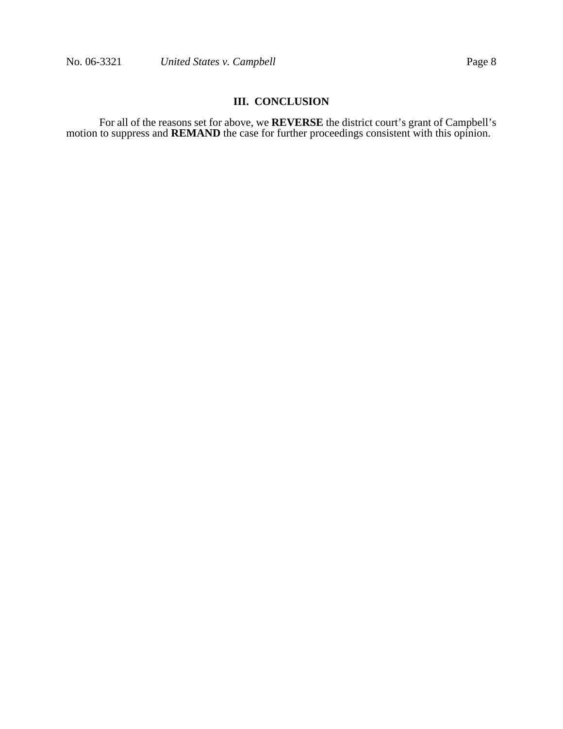## III. CONCLUSION

For all of the reasons set for above, we **REVERSE** the district court's grant of Campbell's motion to suppress and **REMAND** the case for further proceedings consistent with this opinion.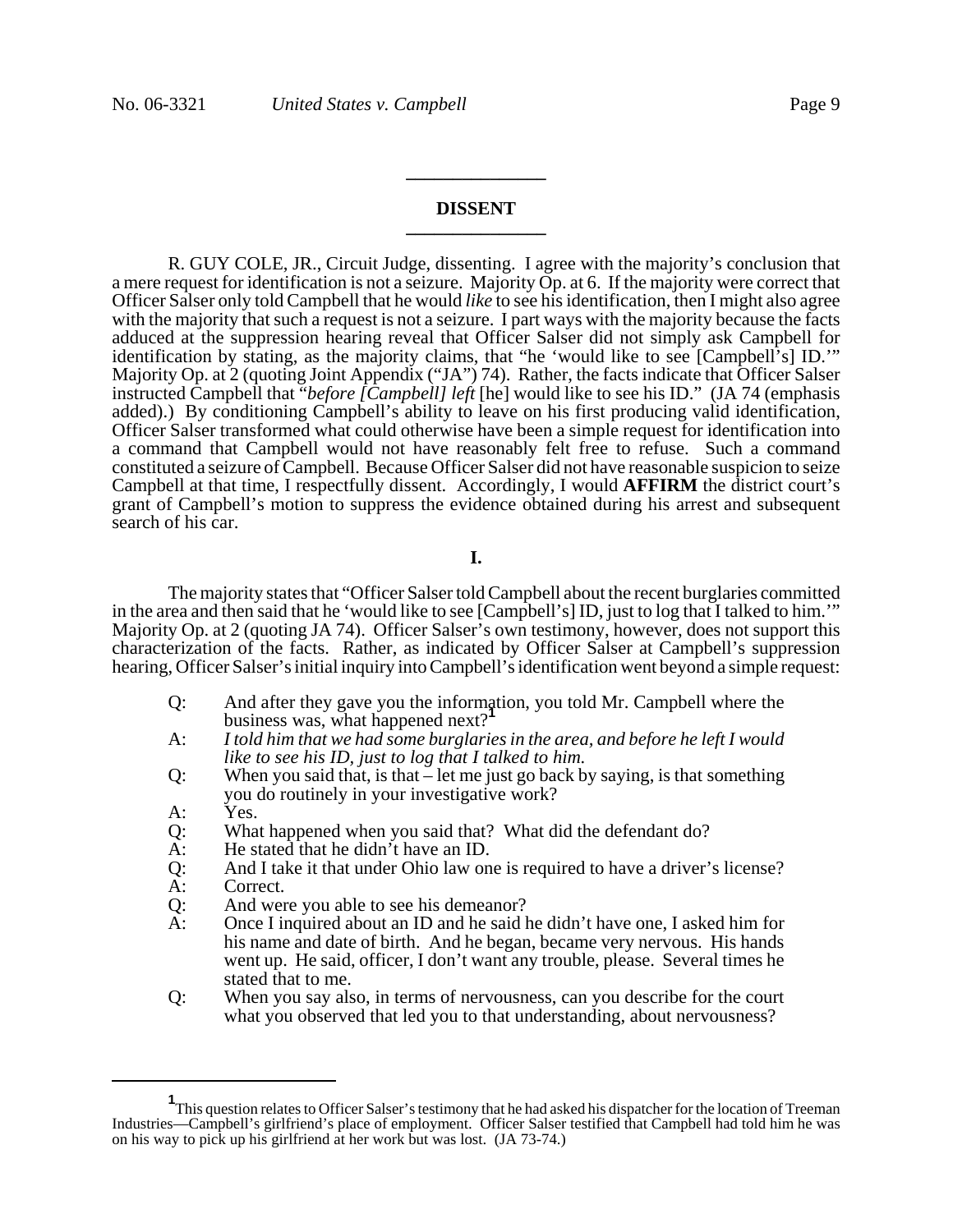## DISSENT

R. GUY COLE, JR., Circuit Judge, dissenting. I agree with the majority's conclusion that a mere request for identification is not a seizure. Majority Op. at 6. If the majority were correct that Officer Salser only told Campbell that he would *like* to see his identification, then I might also agree with the majority that such a request is not a seizure. I part ways with the majority because the facts adduced at the suppression hearing reveal that Officer Salser did not simply ask Campbell for identification by stating, as the majority claims, that "he 'would like to see [Campbell's] ID.'" Majority Op. at 2 (quoting Joint Appendix ("JA") 74). Rather, the facts indicate that Officer Salser instructed Campbell that "*before [Campbell] left* [he] would like to see his ID." (JA 74 (emphasis added).) By conditioning Campbell's ability to leave on his first producing valid identification, Officer Salser transformed what could otherwise have been a simple request for identification into a command that Campbell would not have reasonably felt free to refuse. Such a command constituted a seizure of Campbell. Because Officer Salser did not have reasonable suspicion to seize Campbell at that time, I respectfully dissent. Accordingly, I would **AFFIRM** the district court's grant of Campbell's motion to suppress the evidence obtained during his arrest and subsequent search of his car.

### I.

The majority states that "Officer Salser told Campbell about the recent burglaries committed in the area and then said that he 'would like to see [Campbell's] ID, just to log that I talked to him.'" Majority Op. at 2 (quoting JA 74). Officer Salser's own testimony, however, does not support this characterization of the facts. Rather, as indicated by Officer Salser at Campbell's suppression hearing, Officer Salser's initial inquiry into Campbell's identification went beyond a simple request:

> Q: And after they gave you the information, you told Mr. Campbell where the business was, what happened next?[1]
>
> A: *I told him that we had some burglaries in the area, and before he left I would like to see his ID, just to log that I talked to him.*
>
> Q: When you said that, is that – let me just go back by saying, is that something you do routinely in your investigative work?
>
> A: Yes.
>
> Q: What happened when you said that? What did the defendant do?
>
> A: He stated that he didn't have an ID.
>
> Q: And I take it that under Ohio law one is required to have a driver's license?
>
> A: Correct.
>
> Q: And were you able to see his demeanor?
>
> A: Once I inquired about an ID and he said he didn't have one, I asked him for his name and date of birth. And he began, became very nervous. His hands went up. He said, officer, I don't want any trouble, please. Several times he stated that to me.
>
> Q: When you say also, in terms of nervousness, can you describe for the court what you observed that led you to that understanding, about nervousness?

[1] This question relates to Officer Salser's testimony that he had asked his dispatcher for the location of Treeman Industries—Campbell's girlfriend's place of employment. Officer Salser testified that Campbell had told him he was on his way to pick up his girlfriend at her work but was lost. (JA 73-74.)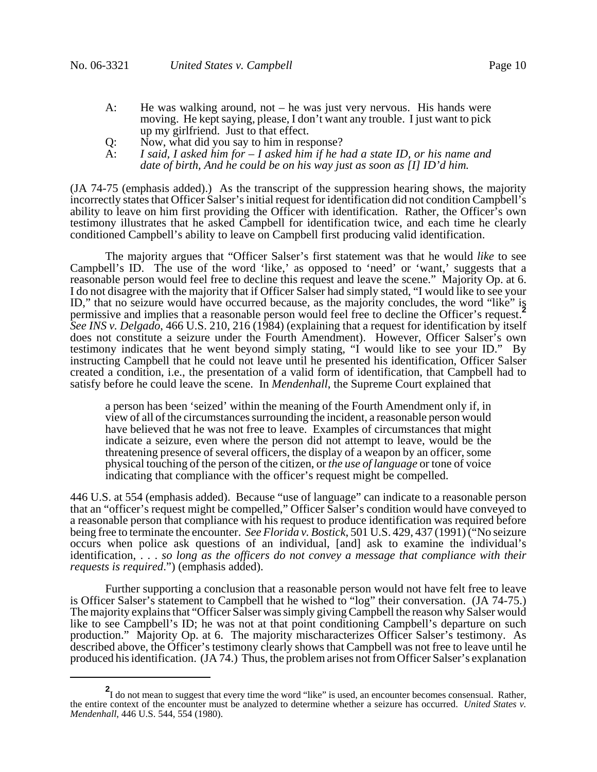A: He was walking around, not – he was just very nervous. His hands were moving. He kept saying, please, I don't want any trouble. I just want to pick up my girlfriend. Just to that effect.

Q: Now, what did you say to him in response?

A: *I said, I asked him for – I asked him if he had a state ID, or his name and date of birth, And he could be on his way just as soon as [I] ID'd him.*

(JA 74-75 (emphasis added).) As the transcript of the suppression hearing shows, the majority incorrectly states that Officer Salser's initial request for identification did not condition Campbell's ability to leave on him first providing the Officer with identification. Rather, the Officer's own testimony illustrates that he asked Campbell for identification twice, and each time he clearly conditioned Campbell's ability to leave on Campbell first producing valid identification.

The majority argues that "Officer Salser's first statement was that he would *like* to see Campbell's ID. The use of the word 'like,' as opposed to 'need' or 'want,' suggests that a reasonable person would feel free to decline this request and leave the scene." Majority Op. at 6. I do not disagree with the majority that if Officer Salser had simply stated, "I would like to see your ID," that no seizure would have occurred because, as the majority concludes, the word "like" is permissive and implies that a reasonable person would feel free to decline the Officer's request.[2] *See INS v. Delgado*, 466 U.S. 210, 216 (1984) (explaining that a request for identification by itself does not constitute a seizure under the Fourth Amendment). However, Officer Salser's own testimony indicates that he went beyond simply stating, "I would like to see your ID." By instructing Campbell that he could not leave until he presented his identification, Officer Salser created a condition, i.e., the presentation of a valid form of identification, that Campbell had to satisfy before he could leave the scene. In *Mendenhall*, the Supreme Court explained that

> a person has been 'seized' within the meaning of the Fourth Amendment only if, in view of all of the circumstances surrounding the incident, a reasonable person would have believed that he was not free to leave. Examples of circumstances that might indicate a seizure, even where the person did not attempt to leave, would be the threatening presence of several officers, the display of a weapon by an officer, some physical touching of the person of the citizen, or *the use of language* or tone of voice indicating that compliance with the officer's request might be compelled.

446 U.S. at 554 (emphasis added). Because "use of language" can indicate to a reasonable person that an "officer's request might be compelled," Officer Salser's condition would have conveyed to a reasonable person that compliance with his request to produce identification was required before being free to terminate the encounter. *See Florida v. Bostick*, 501 U.S. 429, 437 (1991) ("No seizure occurs when police ask questions of an individual, [and] ask to examine the individual's identification, . . . *so long as the officers do not convey a message that compliance with their requests is required*.") (emphasis added).

Further supporting a conclusion that a reasonable person would not have felt free to leave is Officer Salser's statement to Campbell that he wished to "log" their conversation. (JA 74-75.) The majority explains that "Officer Salser was simply giving Campbell the reason why Salser would like to see Campbell's ID; he was not at that point conditioning Campbell's departure on such production." Majority Op. at 6. The majority mischaracterizes Officer Salser's testimony. As described above, the Officer's testimony clearly shows that Campbell was not free to leave until he produced his identification. (JA 74.) Thus, the problem arises not from Officer Salser's explanation

[2] I do not mean to suggest that every time the word "like" is used, an encounter becomes consensual. Rather, the entire context of the encounter must be analyzed to determine whether a seizure has occurred. *United States v. Mendenhall*, 446 U.S. 544, 554 (1980).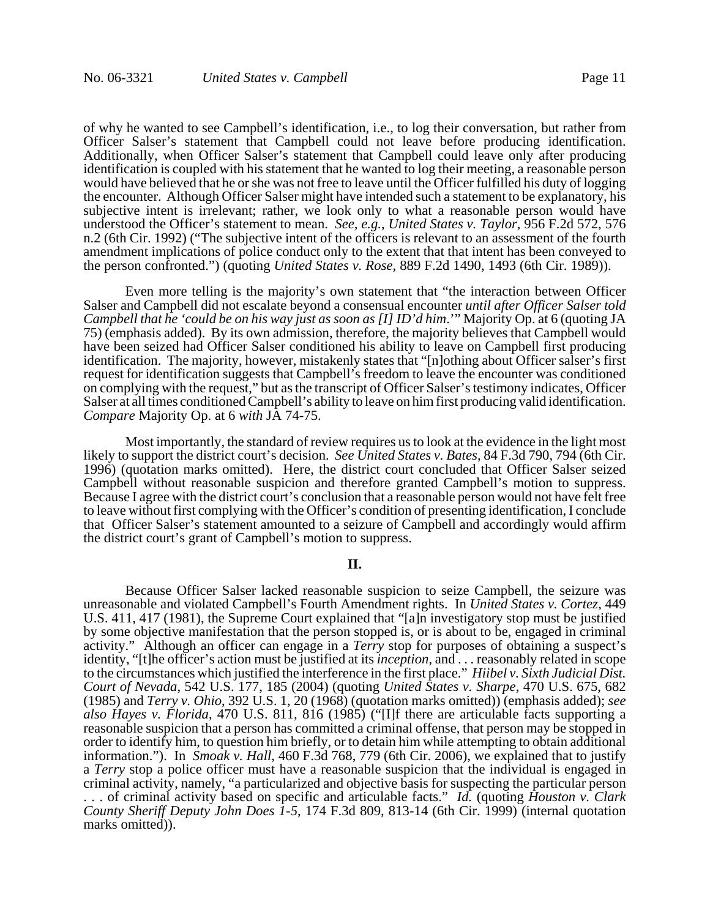of why he wanted to see Campbell's identification, i.e., to log their conversation, but rather from Officer Salser's statement that Campbell could not leave before producing identification. Additionally, when Officer Salser's statement that Campbell could leave only after producing identification is coupled with his statement that he wanted to log their meeting, a reasonable person would have believed that he or she was not free to leave until the Officer fulfilled his duty of logging the encounter. Although Officer Salser might have intended such a statement to be explanatory, his subjective intent is irrelevant; rather, we look only to what a reasonable person would have understood the Officer's statement to mean. *See, e.g.*, *United States v. Taylor*, 956 F.2d 572, 576 n.2 (6th Cir. 1992) ("The subjective intent of the officers is relevant to an assessment of the fourth amendment implications of police conduct only to the extent that that intent has been conveyed to the person confronted.") (quoting *United States v. Rose*, 889 F.2d 1490, 1493 (6th Cir. 1989)).

Even more telling is the majority's own statement that "the interaction between Officer Salser and Campbell did not escalate beyond a consensual encounter *until after Officer Salser told Campbell that he 'could be on his way just as soon as [I] ID'd him*.'" Majority Op. at 6 (quoting JA 75) (emphasis added). By its own admission, therefore, the majority believes that Campbell would have been seized had Officer Salser conditioned his ability to leave on Campbell first producing identification. The majority, however, mistakenly states that "[n]othing about Officer salser's first request for identification suggests that Campbell's freedom to leave the encounter was conditioned on complying with the request," but as the transcript of Officer Salser's testimony indicates, Officer Salser at all times conditioned Campbell's ability to leave on him first producing valid identification. *Compare* Majority Op. at 6 *with* JA 74-75.

Most importantly, the standard of review requires us to look at the evidence in the light most likely to support the district court's decision. *See United States v. Bates*, 84 F.3d 790, 794 (6th Cir. 1996) (quotation marks omitted). Here, the district court concluded that Officer Salser seized Campbell without reasonable suspicion and therefore granted Campbell's motion to suppress. Because I agree with the district court's conclusion that a reasonable person would not have felt free to leave without first complying with the Officer's condition of presenting identification, I conclude that Officer Salser's statement amounted to a seizure of Campbell and accordingly would affirm the district court's grant of Campbell's motion to suppress.

## II.

Because Officer Salser lacked reasonable suspicion to seize Campbell, the seizure was unreasonable and violated Campbell's Fourth Amendment rights. In *United States v. Cortez*, 449 U.S. 411, 417 (1981), the Supreme Court explained that "[a]n investigatory stop must be justified by some objective manifestation that the person stopped is, or is about to be, engaged in criminal activity." Although an officer can engage in a *Terry* stop for purposes of obtaining a suspect's identity, "[t]he officer's action must be justified at its *inception*, and . . . reasonably related in scope to the circumstances which justified the interference in the first place." *Hiibel v. Sixth Judicial Dist. Court of Nevada*, 542 U.S. 177, 185 (2004) (quoting *United States v. Sharpe*, 470 U.S. 675, 682 (1985) and *Terry v. Ohio*, 392 U.S. 1, 20 (1968) (quotation marks omitted)) (emphasis added); *see also Hayes v. Florida*, 470 U.S. 811, 816 (1985) ("[I]f there are articulable facts supporting a reasonable suspicion that a person has committed a criminal offense, that person may be stopped in order to identify him, to question him briefly, or to detain him while attempting to obtain additional information."). In *Smoak v. Hall*, 460 F.3d 768, 779 (6th Cir. 2006), we explained that to justify a *Terry* stop a police officer must have a reasonable suspicion that the individual is engaged in criminal activity, namely, "a particularized and objective basis for suspecting the particular person . . . of criminal activity based on specific and articulable facts." *Id.* (quoting *Houston v. Clark County Sheriff Deputy John Does 1-5*, 174 F.3d 809, 813-14 (6th Cir. 1999) (internal quotation marks omitted)).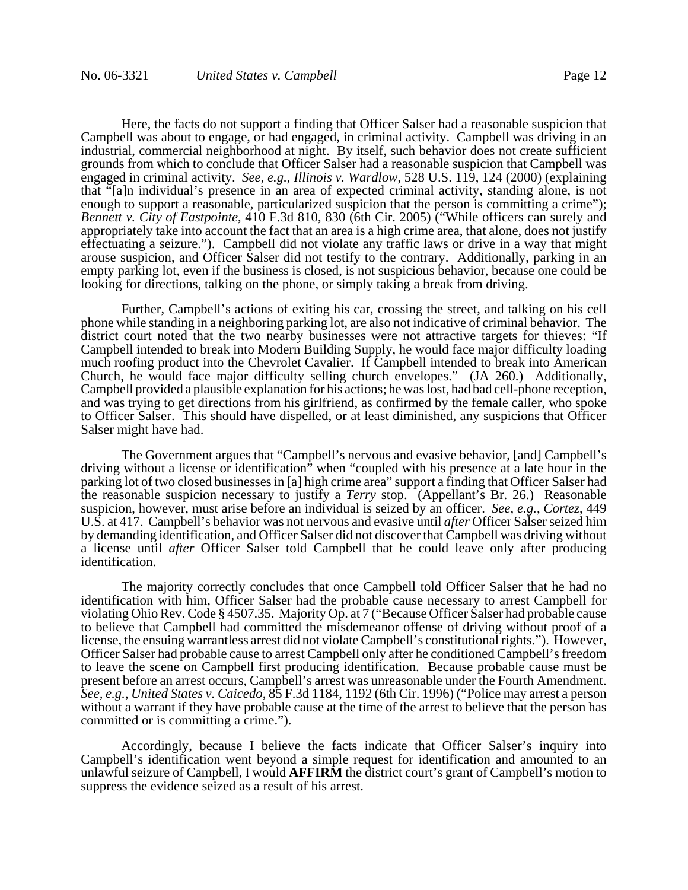Here, the facts do not support a finding that Officer Salser had a reasonable suspicion that Campbell was about to engage, or had engaged, in criminal activity. Campbell was driving in an industrial, commercial neighborhood at night. By itself, such behavior does not create sufficient grounds from which to conclude that Officer Salser had a reasonable suspicion that Campbell was engaged in criminal activity. *See, e.g.*, *Illinois v. Wardlow*, 528 U.S. 119, 124 (2000) (explaining that "[a]n individual's presence in an area of expected criminal activity, standing alone, is not enough to support a reasonable, particularized suspicion that the person is committing a crime"); *Bennett v. City of Eastpointe*, 410 F.3d 810, 830 (6th Cir. 2005) ("While officers can surely and appropriately take into account the fact that an area is a high crime area, that alone, does not justify effectuating a seizure."). Campbell did not violate any traffic laws or drive in a way that might arouse suspicion, and Officer Salser did not testify to the contrary. Additionally, parking in an empty parking lot, even if the business is closed, is not suspicious behavior, because one could be looking for directions, talking on the phone, or simply taking a break from driving.

Further, Campbell's actions of exiting his car, crossing the street, and talking on his cell phone while standing in a neighboring parking lot, are also not indicative of criminal behavior. The district court noted that the two nearby businesses were not attractive targets for thieves: "If Campbell intended to break into Modern Building Supply, he would face major difficulty loading much roofing product into the Chevrolet Cavalier. If Campbell intended to break into American Church, he would face major difficulty selling church envelopes." (JA 260.) Additionally, Campbell provided a plausible explanation for his actions; he was lost, had bad cell-phone reception, and was trying to get directions from his girlfriend, as confirmed by the female caller, who spoke to Officer Salser. This should have dispelled, or at least diminished, any suspicions that Officer Salser might have had.

The Government argues that "Campbell's nervous and evasive behavior, [and] Campbell's driving without a license or identification" when "coupled with his presence at a late hour in the parking lot of two closed businesses in [a] high crime area" support a finding that Officer Salser had the reasonable suspicion necessary to justify a *Terry* stop. (Appellant's Br. 26.) Reasonable suspicion, however, must arise before an individual is seized by an officer. *See, e.g.*, *Cortez*, 449 U.S. at 417. Campbell's behavior was not nervous and evasive until *after* Officer Salser seized him by demanding identification, and Officer Salser did not discover that Campbell was driving without a license until *after* Officer Salser told Campbell that he could leave only after producing identification.

The majority correctly concludes that once Campbell told Officer Salser that he had no identification with him, Officer Salser had the probable cause necessary to arrest Campbell for violating Ohio Rev. Code § 4507.35. Majority Op. at 7 ("Because Officer Salser had probable cause to believe that Campbell had committed the misdemeanor offense of driving without proof of a license, the ensuing warrantless arrest did not violate Campbell's constitutional rights."). However, Officer Salser had probable cause to arrest Campbell only after he conditioned Campbell's freedom to leave the scene on Campbell first producing identification. Because probable cause must be present before an arrest occurs, Campbell's arrest was unreasonable under the Fourth Amendment. *See, e.g.*, *United States v. Caicedo*, 85 F.3d 1184, 1192 (6th Cir. 1996) ("Police may arrest a person without a warrant if they have probable cause at the time of the arrest to believe that the person has committed or is committing a crime.").

Accordingly, because I believe the facts indicate that Officer Salser's inquiry into Campbell's identification went beyond a simple request for identification and amounted to an unlawful seizure of Campbell, I would **AFFIRM** the district court's grant of Campbell's motion to suppress the evidence seized as a result of his arrest.